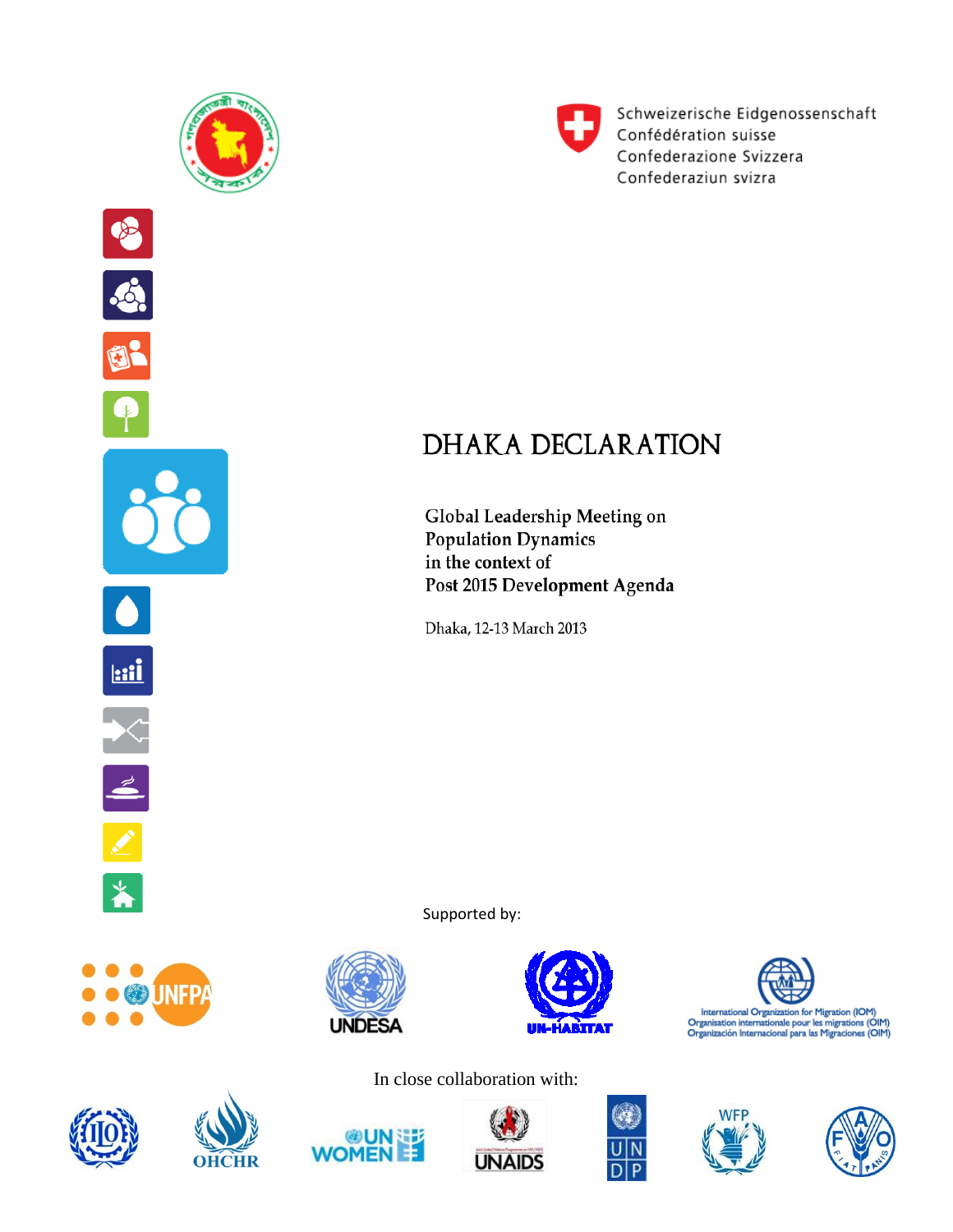Schweizerische Eidgenossenschaft
Confédération suisse
Confederazione Svizzera
Confederaziun svizra

# DHAKA DECLARATION

Global Leadership Meeting on
Population Dynamics
in the context of
Post 2015 Development Agenda

Dhaka, 12-13 March 2013

Supported by:

UNFPA

UNDESA

UN-HABITAT

International Organization for Migration (IOM)
Organisation internationale pour les migrations (OIM)
Organización Internacional para las Migraciones (OIM)

In close collaboration with:

ILO

OHCHR

UN WOMEN

UNAIDS

UNDP

WFP

FAO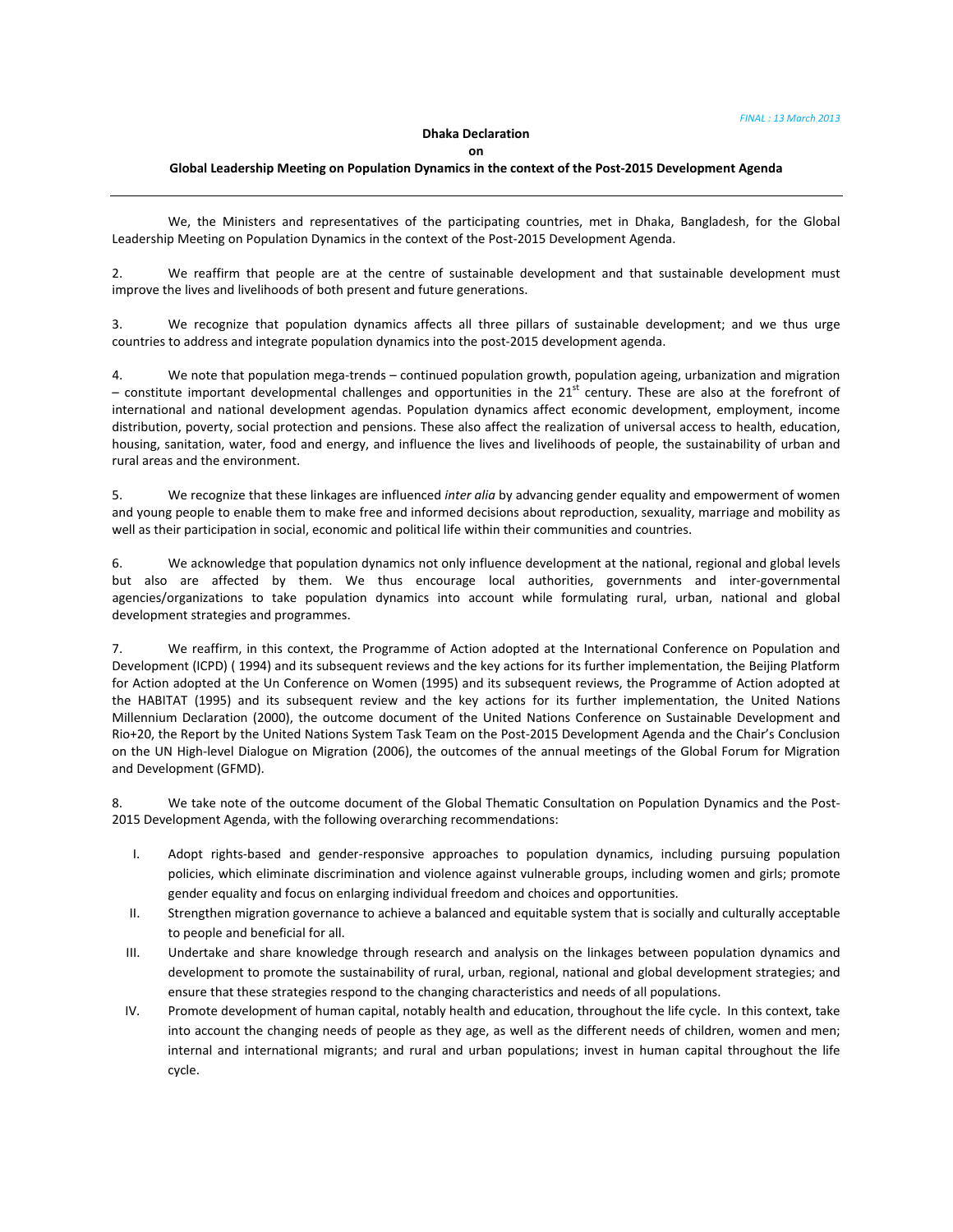FINAL : 13 March 2013

**Dhaka Declaration**

**on**

**Global Leadership Meeting on Population Dynamics in the context of the Post-2015 Development Agenda**

---

We, the Ministers and representatives of the participating countries, met in Dhaka, Bangladesh, for the Global Leadership Meeting on Population Dynamics in the context of the Post-2015 Development Agenda.

2. We reaffirm that people are at the centre of sustainable development and that sustainable development must improve the lives and livelihoods of both present and future generations.

3. We recognize that population dynamics affects all three pillars of sustainable development; and we thus urge countries to address and integrate population dynamics into the post-2015 development agenda.

4. We note that population mega-trends – continued population growth, population ageing, urbanization and migration – constitute important developmental challenges and opportunities in the 21st century. These are also at the forefront of international and national development agendas. Population dynamics affect economic development, employment, income distribution, poverty, social protection and pensions. These also affect the realization of universal access to health, education, housing, sanitation, water, food and energy, and influence the lives and livelihoods of people, the sustainability of urban and rural areas and the environment.

5. We recognize that these linkages are influenced *inter alia* by advancing gender equality and empowerment of women and young people to enable them to make free and informed decisions about reproduction, sexuality, marriage and mobility as well as their participation in social, economic and political life within their communities and countries.

6. We acknowledge that population dynamics not only influence development at the national, regional and global levels but also are affected by them. We thus encourage local authorities, governments and inter-governmental agencies/organizations to take population dynamics into account while formulating rural, urban, national and global development strategies and programmes.

7. We reaffirm, in this context, the Programme of Action adopted at the International Conference on Population and Development (ICPD) ( 1994) and its subsequent reviews and the key actions for its further implementation, the Beijing Platform for Action adopted at the Un Conference on Women (1995) and its subsequent reviews, the Programme of Action adopted at the HABITAT (1995) and its subsequent review and the key actions for its further implementation, the United Nations Millennium Declaration (2000), the outcome document of the United Nations Conference on Sustainable Development and Rio+20, the Report by the United Nations System Task Team on the Post-2015 Development Agenda and the Chair's Conclusion on the UN High-level Dialogue on Migration (2006), the outcomes of the annual meetings of the Global Forum for Migration and Development (GFMD).

8. We take note of the outcome document of the Global Thematic Consultation on Population Dynamics and the Post-2015 Development Agenda, with the following overarching recommendations:

I. Adopt rights-based and gender-responsive approaches to population dynamics, including pursuing population policies, which eliminate discrimination and violence against vulnerable groups, including women and girls; promote gender equality and focus on enlarging individual freedom and choices and opportunities.

II. Strengthen migration governance to achieve a balanced and equitable system that is socially and culturally acceptable to people and beneficial for all.

III. Undertake and share knowledge through research and analysis on the linkages between population dynamics and development to promote the sustainability of rural, urban, regional, national and global development strategies; and ensure that these strategies respond to the changing characteristics and needs of all populations.

IV. Promote development of human capital, notably health and education, throughout the life cycle. In this context, take into account the changing needs of people as they age, as well as the different needs of children, women and men; internal and international migrants; and rural and urban populations; invest in human capital throughout the life cycle.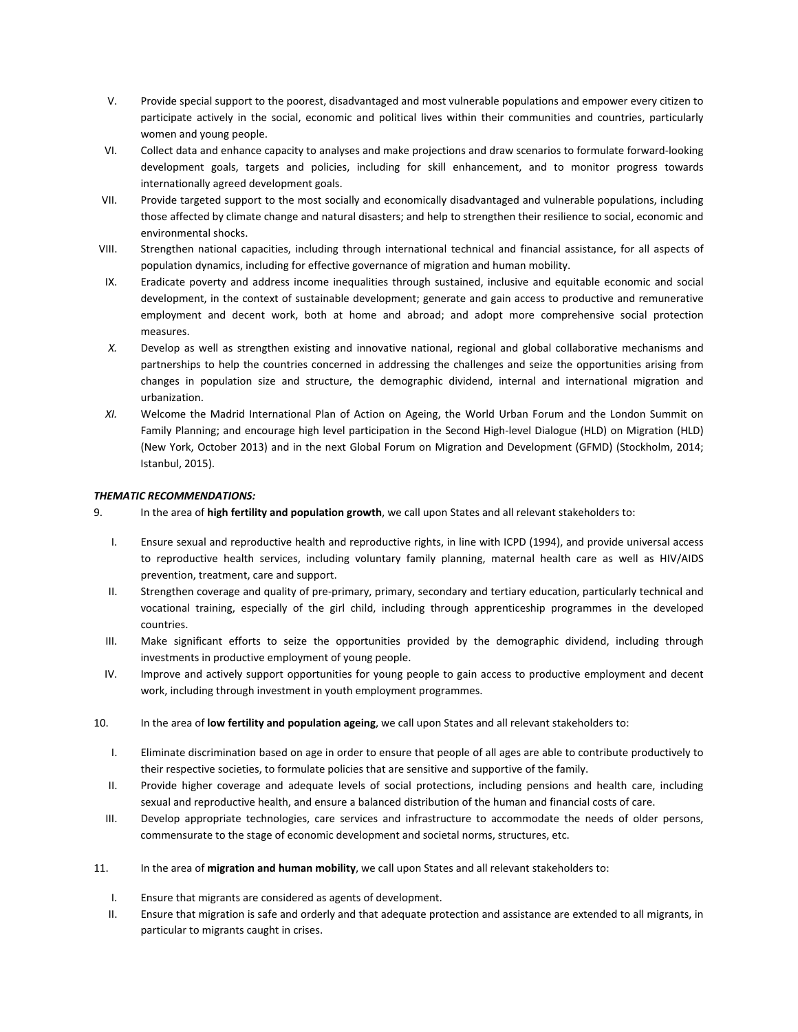V. Provide special support to the poorest, disadvantaged and most vulnerable populations and empower every citizen to participate actively in the social, economic and political lives within their communities and countries, particularly women and young people.

VI. Collect data and enhance capacity to analyses and make projections and draw scenarios to formulate forward-looking development goals, targets and policies, including for skill enhancement, and to monitor progress towards internationally agreed development goals.

VII. Provide targeted support to the most socially and economically disadvantaged and vulnerable populations, including those affected by climate change and natural disasters; and help to strengthen their resilience to social, economic and environmental shocks.

VIII. Strengthen national capacities, including through international technical and financial assistance, for all aspects of population dynamics, including for effective governance of migration and human mobility.

IX. Eradicate poverty and address income inequalities through sustained, inclusive and equitable economic and social development, in the context of sustainable development; generate and gain access to productive and remunerative employment and decent work, both at home and abroad; and adopt more comprehensive social protection measures.

*X.* Develop as well as strengthen existing and innovative national, regional and global collaborative mechanisms and partnerships to help the countries concerned in addressing the challenges and seize the opportunities arising from changes in population size and structure, the demographic dividend, internal and international migration and urbanization.

*XI.* Welcome the Madrid International Plan of Action on Ageing, the World Urban Forum and the London Summit on Family Planning; and encourage high level participation in the Second High-level Dialogue (HLD) on Migration (HLD) (New York, October 2013) and in the next Global Forum on Migration and Development (GFMD) (Stockholm, 2014; Istanbul, 2015).

***THEMATIC RECOMMENDATIONS:***

9. In the area of **high fertility and population growth**, we call upon States and all relevant stakeholders to:

I. Ensure sexual and reproductive health and reproductive rights, in line with ICPD (1994), and provide universal access to reproductive health services, including voluntary family planning, maternal health care as well as HIV/AIDS prevention, treatment, care and support.

II. Strengthen coverage and quality of pre-primary, primary, secondary and tertiary education, particularly technical and vocational training, especially of the girl child, including through apprenticeship programmes in the developed countries.

III. Make significant efforts to seize the opportunities provided by the demographic dividend, including through investments in productive employment of young people.

IV. Improve and actively support opportunities for young people to gain access to productive employment and decent work, including through investment in youth employment programmes.

10. In the area of **low fertility and population ageing**, we call upon States and all relevant stakeholders to:

I. Eliminate discrimination based on age in order to ensure that people of all ages are able to contribute productively to their respective societies, to formulate policies that are sensitive and supportive of the family.

II. Provide higher coverage and adequate levels of social protections, including pensions and health care, including sexual and reproductive health, and ensure a balanced distribution of the human and financial costs of care.

III. Develop appropriate technologies, care services and infrastructure to accommodate the needs of older persons, commensurate to the stage of economic development and societal norms, structures, etc.

11. In the area of **migration and human mobility**, we call upon States and all relevant stakeholders to:

I. Ensure that migrants are considered as agents of development.

II. Ensure that migration is safe and orderly and that adequate protection and assistance are extended to all migrants, in particular to migrants caught in crises.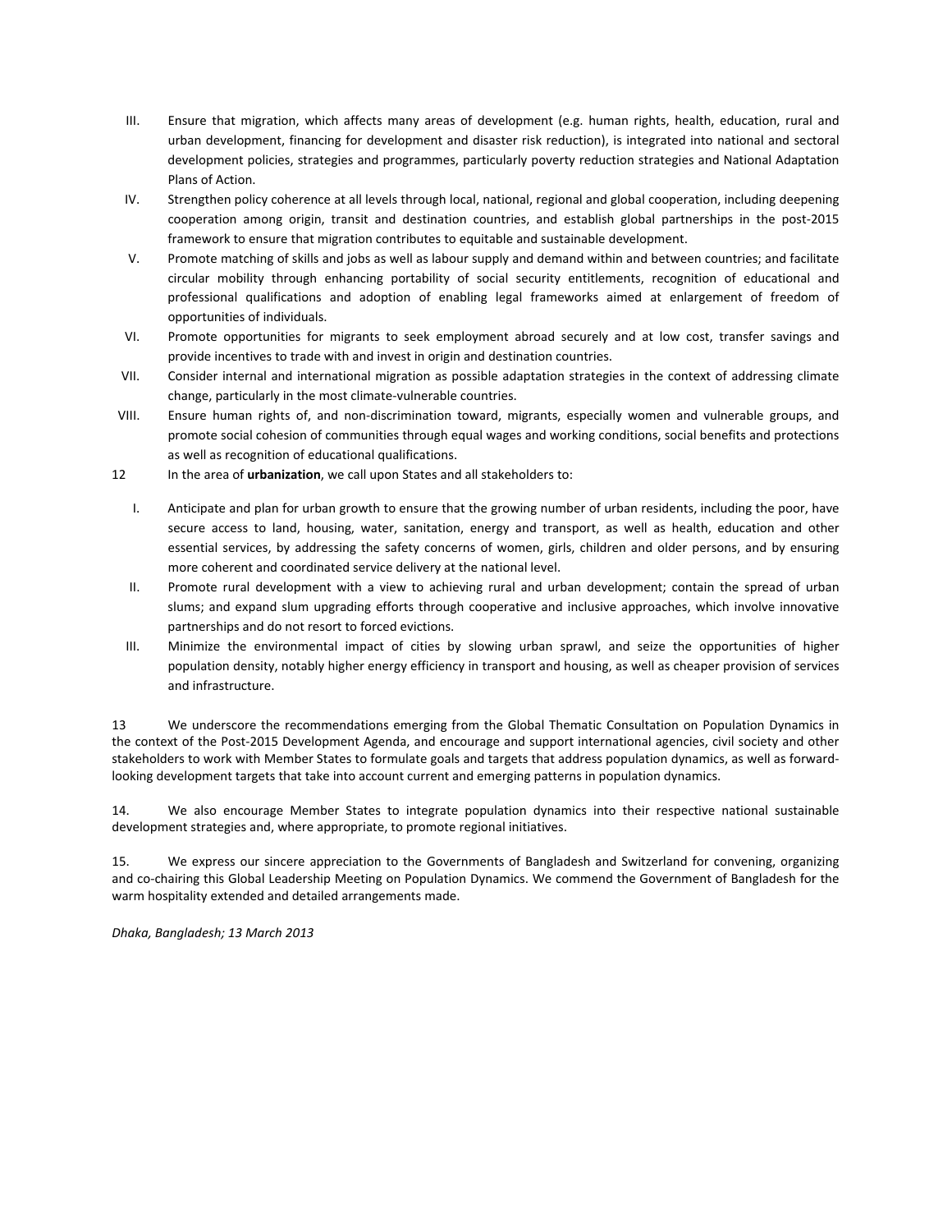III. Ensure that migration, which affects many areas of development (e.g. human rights, health, education, rural and urban development, financing for development and disaster risk reduction), is integrated into national and sectoral development policies, strategies and programmes, particularly poverty reduction strategies and National Adaptation Plans of Action.

IV. Strengthen policy coherence at all levels through local, national, regional and global cooperation, including deepening cooperation among origin, transit and destination countries, and establish global partnerships in the post-2015 framework to ensure that migration contributes to equitable and sustainable development.

V. Promote matching of skills and jobs as well as labour supply and demand within and between countries; and facilitate circular mobility through enhancing portability of social security entitlements, recognition of educational and professional qualifications and adoption of enabling legal frameworks aimed at enlargement of freedom of opportunities of individuals.

VI. Promote opportunities for migrants to seek employment abroad securely and at low cost, transfer savings and provide incentives to trade with and invest in origin and destination countries.

VII. Consider internal and international migration as possible adaptation strategies in the context of addressing climate change, particularly in the most climate-vulnerable countries.

VIII. Ensure human rights of, and non-discrimination toward, migrants, especially women and vulnerable groups, and promote social cohesion of communities through equal wages and working conditions, social benefits and protections as well as recognition of educational qualifications.

12 In the area of **urbanization**, we call upon States and all stakeholders to:

I. Anticipate and plan for urban growth to ensure that the growing number of urban residents, including the poor, have secure access to land, housing, water, sanitation, energy and transport, as well as health, education and other essential services, by addressing the safety concerns of women, girls, children and older persons, and by ensuring more coherent and coordinated service delivery at the national level.

II. Promote rural development with a view to achieving rural and urban development; contain the spread of urban slums; and expand slum upgrading efforts through cooperative and inclusive approaches, which involve innovative partnerships and do not resort to forced evictions.

III. Minimize the environmental impact of cities by slowing urban sprawl, and seize the opportunities of higher population density, notably higher energy efficiency in transport and housing, as well as cheaper provision of services and infrastructure.

13 We underscore the recommendations emerging from the Global Thematic Consultation on Population Dynamics in the context of the Post-2015 Development Agenda, and encourage and support international agencies, civil society and other stakeholders to work with Member States to formulate goals and targets that address population dynamics, as well as forward-looking development targets that take into account current and emerging patterns in population dynamics.

14. We also encourage Member States to integrate population dynamics into their respective national sustainable development strategies and, where appropriate, to promote regional initiatives.

15. We express our sincere appreciation to the Governments of Bangladesh and Switzerland for convening, organizing and co-chairing this Global Leadership Meeting on Population Dynamics. We commend the Government of Bangladesh for the warm hospitality extended and detailed arrangements made.

*Dhaka, Bangladesh; 13 March 2013*